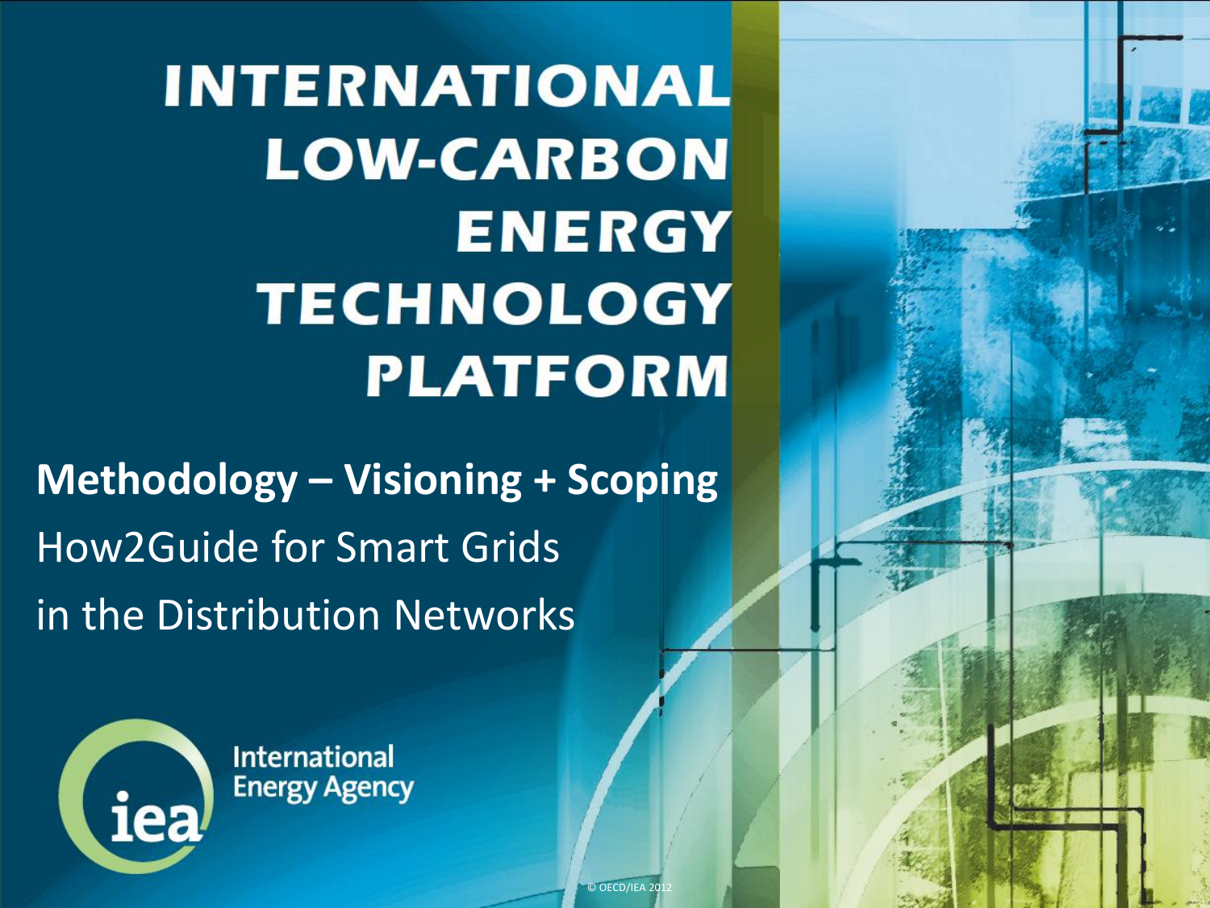# INTERNATIONAL LOW-CARBON ENERGY TECHNOLOGY PLATFORM

**Methodology – Visioning + Scoping**

How2Guide for Smart Grids in the Distribution Networks

International Energy Agency

© OECD/IEA 2012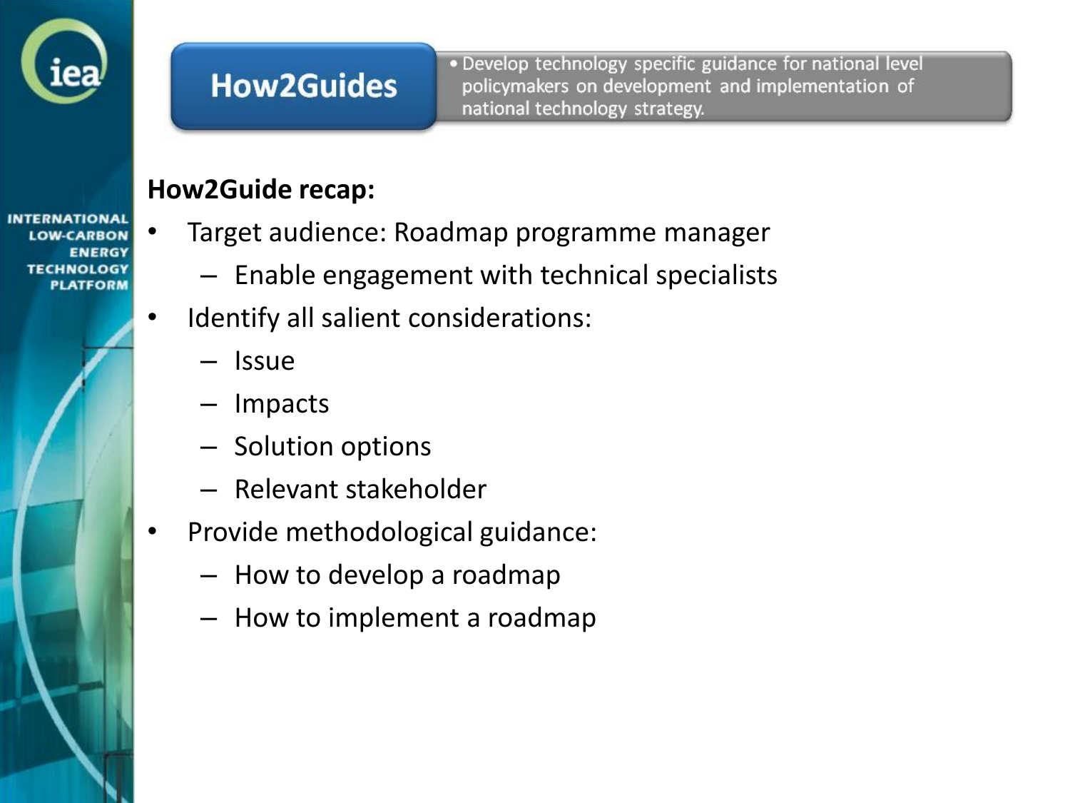## How2Guides

- Develop technology specific guidance for national level policymakers on development and implementation of national technology strategy.

**How2Guide recap:**

- Target audience: Roadmap programme manager
  - Enable engagement with technical specialists
- Identify all salient considerations:
  - Issue
  - Impacts
  - Solution options
  - Relevant stakeholder
- Provide methodological guidance:
  - How to develop a roadmap
  - How to implement a roadmap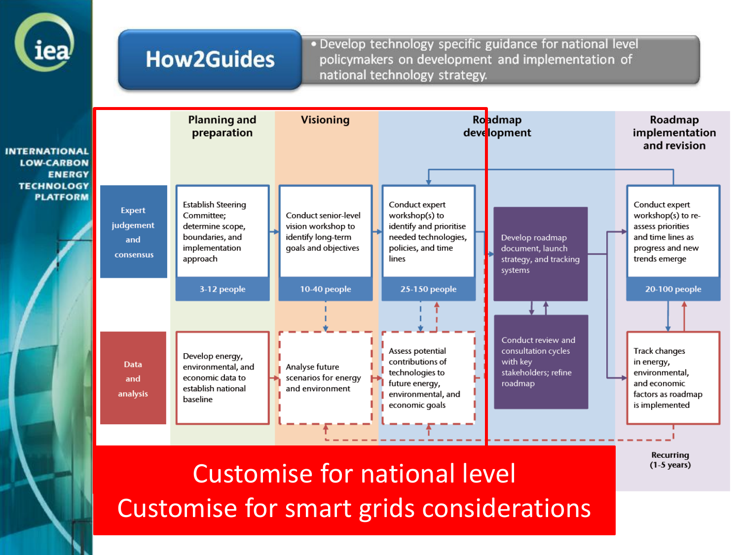# How2Guides

- Develop technology specific guidance for national level policymakers on development and implementation of national technology strategy.

Planning and preparation

Visioning

Roadmap development

Roadmap implementation and revision

Expert judgement and consensus

Establish Steering Committee; determine scope, boundaries, and implementation approach

3-12 people

Conduct senior-level vision workshop to identify long-term goals and objectives

10-40 people

Conduct expert workshop(s) to identify and prioritise needed technologies, policies, and time lines

25-150 people

Develop roadmap document, launch strategy, and tracking systems

Conduct expert workshop(s) to re-assess priorities and time lines as progress and new trends emerge

20-100 people

Data and analysis

Develop energy, environmental, and economic data to establish national baseline

Analyse future scenarios for energy and environment

Assess potential contributions of technologies to future energy, environmental, and economic goals

Conduct review and consultation cycles with key stakeholders; refine roadmap

Track changes in energy, environmental, and economic factors as roadmap is implemented

Recurring (1-5 years)

Customise for national level

Customise for smart grids considerations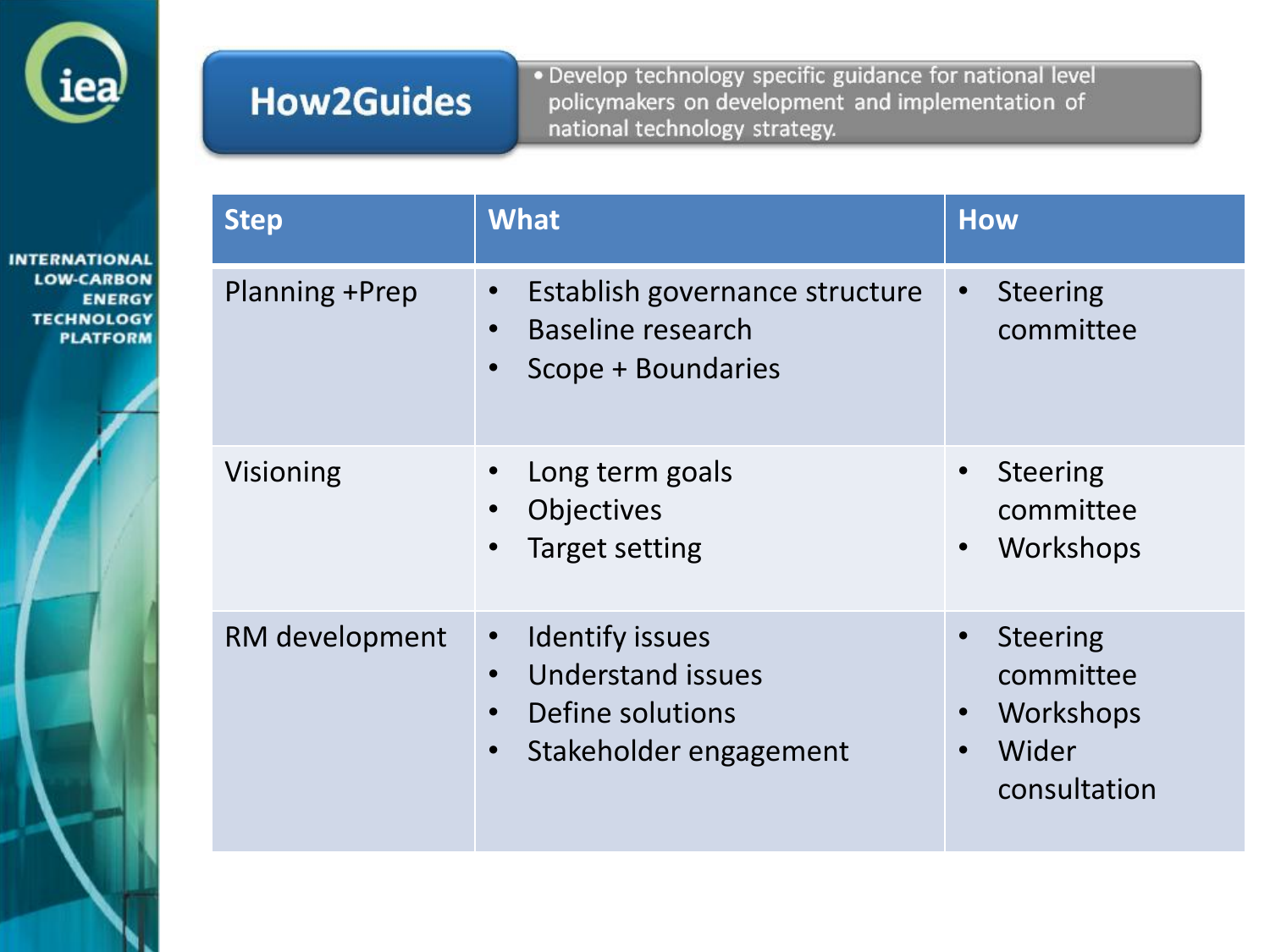## How2Guides

- Develop technology specific guidance for national level policymakers on development and implementation of national technology strategy.

| Step | What | How |
| --- | --- | --- |
| Planning +Prep | • Establish governance structure<br>• Baseline research<br>• Scope + Boundaries | • Steering committee |
| Visioning | • Long term goals<br>• Objectives<br>• Target setting | • Steering committee<br>• Workshops |
| RM development | • Identify issues<br>• Understand issues<br>• Define solutions<br>• Stakeholder engagement | • Steering committee<br>• Workshops<br>• Wider consultation |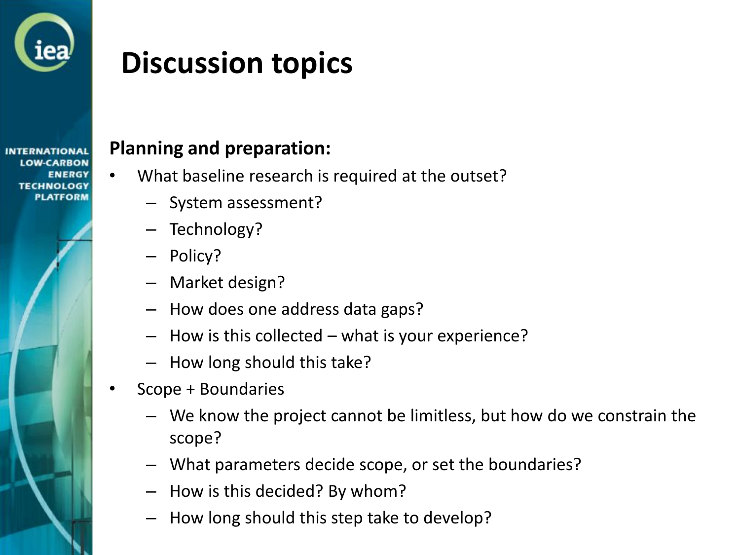# Discussion topics

**Planning and preparation:**

- What baseline research is required at the outset?
  - System assessment?
  - Technology?
  - Policy?
  - Market design?
  - How does one address data gaps?
  - How is this collected – what is your experience?
  - How long should this take?
- Scope + Boundaries
  - We know the project cannot be limitless, but how do we constrain the scope?
  - What parameters decide scope, or set the boundaries?
  - How is this decided? By whom?
  - How long should this step take to develop?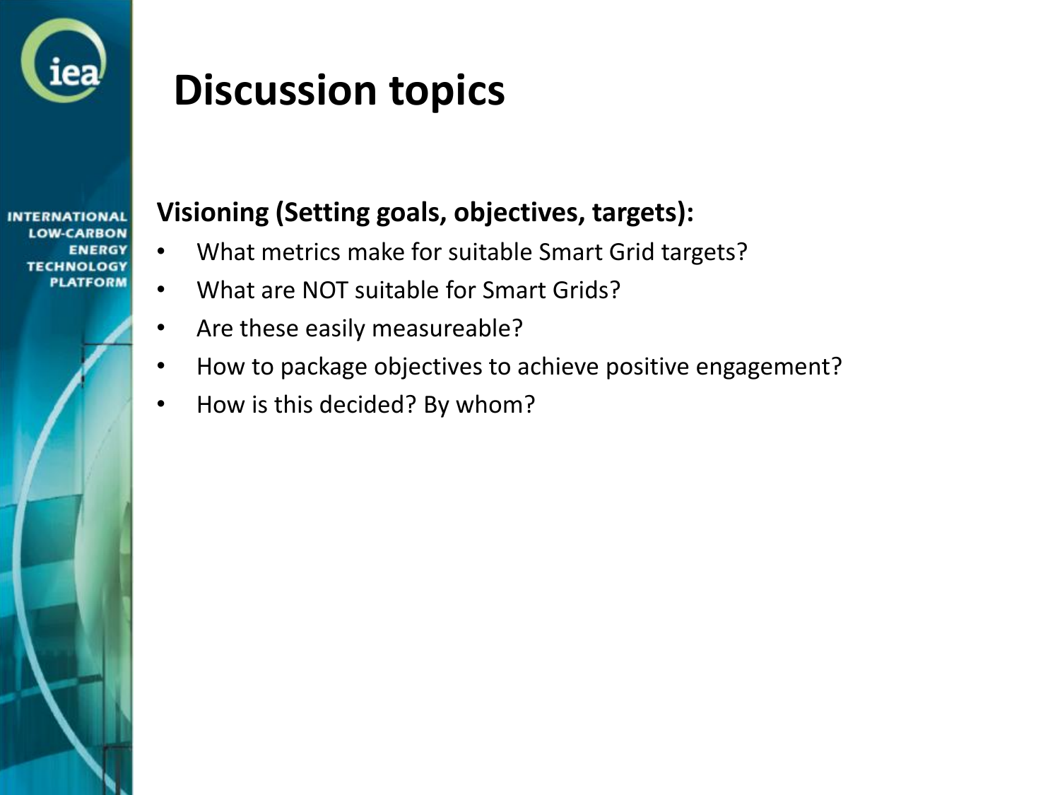# Discussion topics

**Visioning (Setting goals, objectives, targets):**

- What metrics make for suitable Smart Grid targets?
- What are NOT suitable for Smart Grids?
- Are these easily measureable?
- How to package objectives to achieve positive engagement?
- How is this decided? By whom?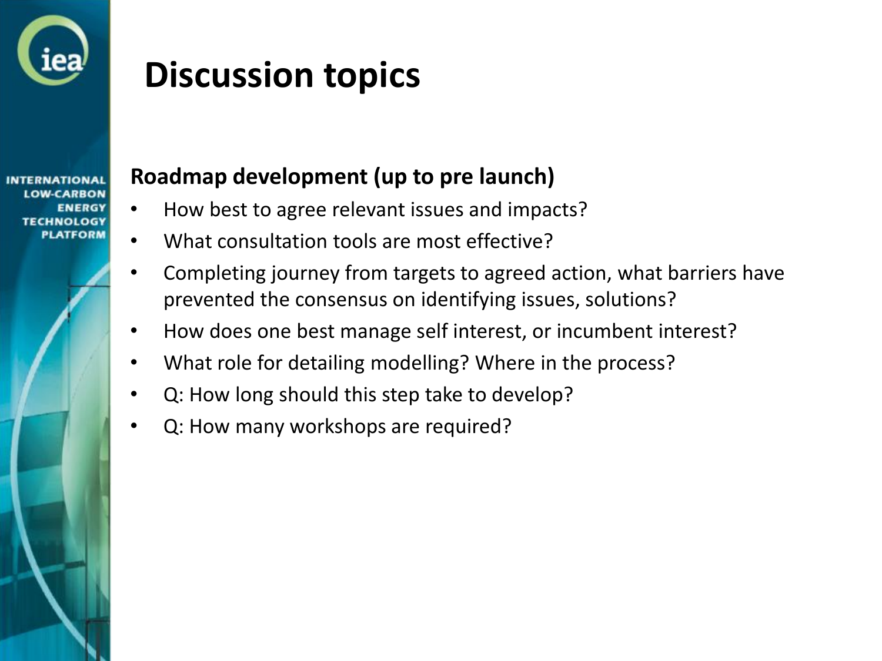# Discussion topics

**Roadmap development (up to pre launch)**

- How best to agree relevant issues and impacts?
- What consultation tools are most effective?
- Completing journey from targets to agreed action, what barriers have prevented the consensus on identifying issues, solutions?
- How does one best manage self interest, or incumbent interest?
- What role for detailing modelling? Where in the process?
- Q: How long should this step take to develop?
- Q: How many workshops are required?